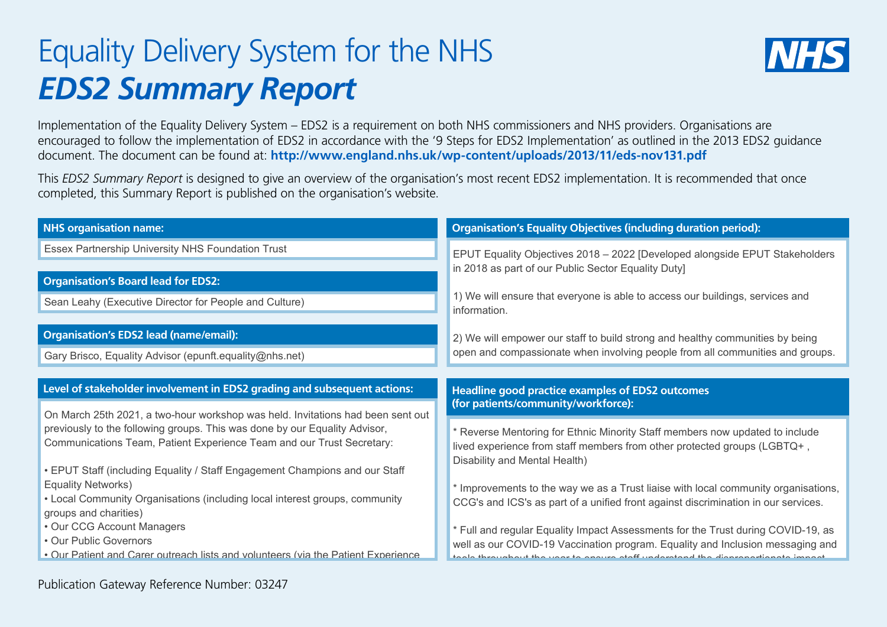# Equality Delivery System for the NHS

# *EDS2 Summary Report*

Implementation of the Equality Delivery System – EDS2 is a requirement on both NHS commissioners and NHS providers. Organisations are encouraged to follow the implementation of EDS2 in accordance with the '9 Steps for EDS2 Implementation' as outlined in the 2013 EDS2 guidance document. The document can be found at: **http://www.england.nhs.uk/wp-content/uploads/2013/11/eds-nov131.pdf**

This *EDS2 Summary Report* is designed to give an overview of the organisation's most recent EDS2 implementation. It is recommended that once completed, this Summary Report is published on the organisation's website.

### NHS organisation name:

Essex Partnership University NHS Foundation Trust

### Organisation's Board lead for EDS2:

Sean Leahy (Executive Director for People and Culture)

### Organisation's EDS2 lead (name/email):

Gary Brisco, Equality Advisor (epunft.equality@nhs.net)

### Level of stakeholder involvement in EDS2 grading and subsequent actions:

On March 25th 2021, a two-hour workshop was held. Invitations had been sent out previously to the following groups. This was done by our Equality Advisor, Communications Team, Patient Experience Team and our Trust Secretary:

- EPUT Staff (including Equality / Staff Engagement Champions and our Staff Equality Networks)
- Local Community Organisations (including local interest groups, community groups and charities)
- Our CCG Account Managers
- Our Public Governors
- Our Patient and Carer outreach lists and volunteers (via the Patient Experience

### Organisation's Equality Objectives (including duration period):

EPUT Equality Objectives 2018 – 2022 [Developed alongside EPUT Stakeholders in 2018 as part of our Public Sector Equality Duty]

1) We will ensure that everyone is able to access our buildings, services and information.

2) We will empower our staff to build strong and healthy communities by being open and compassionate when involving people from all communities and groups.

### Headline good practice examples of EDS2 outcomes (for patients/community/workforce):

* Reverse Mentoring for Ethnic Minority Staff members now updated to include lived experience from staff members from other protected groups (LGBTQ+ , Disability and Mental Health)

* Improvements to the way we as a Trust liaise with local community organisations, CCG's and ICS's as part of a unified front against discrimination in our services.

* Full and regular Equality Impact Assessments for the Trust during COVID-19, as well as our COVID-19 Vaccination program. Equality and Inclusion messaging and tools throughout the year to ensure staff understand the disproportionate impact

Publication Gateway Reference Number: 03247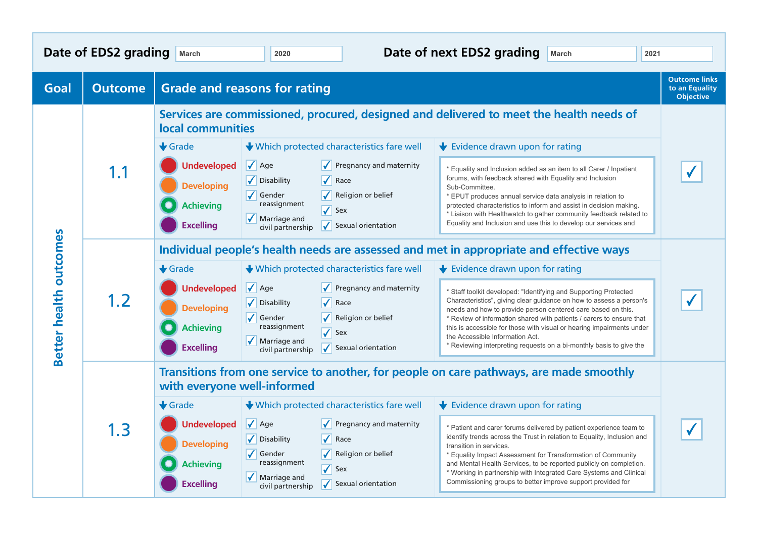| Date of EDS2 grading | March | 2020 | Date of next EDS2 grading | March | 2021 |
|---|---|---|---|---|---|

| Goal | Outcome | Grade and reasons for rating | Outcome links to an Equality Objective |
|---|---|---|---|
| Better health outcomes | 1.1 | **Services are commissioned, procured, designed and delivered to meet the health needs of local communities**<br><br>**Grade:** Undeveloped / Developing / Achieving / Excelling<br><br>**Which protected characteristics fare well:** ✓ Age; ✓ Disability; ✓ Gender reassignment; ✓ Marriage and civil partnership; ✓ Pregnancy and maternity; ✓ Race; ✓ Religion or belief; ✓ Sex; ✓ Sexual orientation<br><br>**Evidence drawn upon for rating:**<br>* Equality and Inclusion added as an item to all Carer / Inpatient forums, with feedback shared with Equality and Inclusion Sub-Committee.<br>* EPUT produces annual service data analysis in relation to protected characteristics to inform and assist in decision making.<br>* Liaison with Healthwatch to gather community feedback related to Equality and Inclusion and use this to develop our services and | ✓ |
| | 1.2 | **Individual people's health needs are assessed and met in appropriate and effective ways**<br><br>**Grade:** Undeveloped / Developing / Achieving / Excelling<br><br>**Which protected characteristics fare well:** ✓ Age; ✓ Disability; ✓ Gender reassignment; ✓ Marriage and civil partnership; ✓ Pregnancy and maternity; ✓ Race; ✓ Religion or belief; ✓ Sex; ✓ Sexual orientation<br><br>**Evidence drawn upon for rating:**<br>* Staff toolkit developed: "Identifying and Supporting Protected Characteristics", giving clear guidance on how to assess a person's needs and how to provide person centered care based on this.<br>* Review of information shared with patients / carers to ensure that this is accessible for those with visual or hearing impairments under the Accessible Information Act.<br>* Reviewing interpreting requests on a bi-monthly basis to give the | ✓ |
| | 1.3 | **Transitions from one service to another, for people on care pathways, are made smoothly with everyone well-informed**<br><br>**Grade:** Undeveloped / Developing / Achieving / Excelling<br><br>**Which protected characteristics fare well:** ✓ Age; ✓ Disability; ✓ Gender reassignment; ✓ Marriage and civil partnership; ✓ Pregnancy and maternity; ✓ Race; ✓ Religion or belief; ✓ Sex; ✓ Sexual orientation<br><br>**Evidence drawn upon for rating:**<br>* Patient and carer forums delivered by patient experience team to identify trends across the Trust in relation to Equality, Inclusion and transition in services.<br>* Equality Impact Assessment for Transformation of Community and Mental Health Services, to be reported publicly on completion.<br>* Working in partnership with Integrated Care Systems and Clinical Commissioning groups to better improve support provided for | ✓ |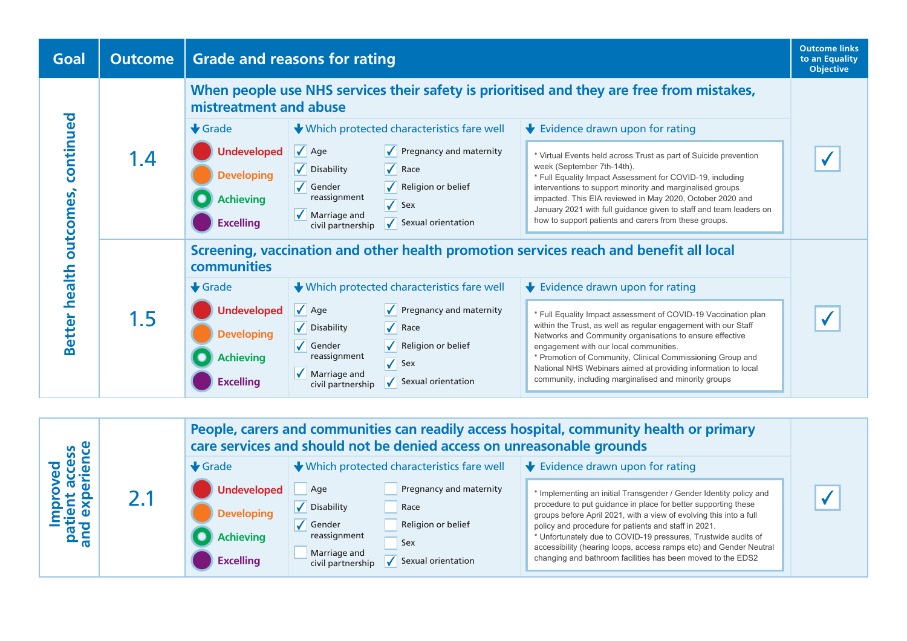| Goal | Outcome | Grade and reasons for rating | | | Outcome links to an Equality Objective |
|---|---|---|---|---|---|
| Better health outcomes, continued | 1.4 | **When people use NHS services their safety is prioritised and they are free from mistakes, mistreatment and abuse** | | | |
| | | **Grade** | **Which protected characteristics fare well** | **Evidence drawn upon for rating** | |
| | | Undeveloped<br>Developing<br>Achieving<br>Excelling | ☑ Age<br>☑ Disability<br>☑ Gender reassignment<br>☑ Marriage and civil partnership<br>☑ Pregnancy and maternity<br>☑ Race<br>☑ Religion or belief<br>☑ Sex<br>☑ Sexual orientation | * Virtual Events held across Trust as part of Suicide prevention week (September 7th-14th).<br>* Full Equality Impact Assessment for COVID-19, including interventions to support minority and marginalised groups impacted. This EIA reviewed in May 2020, October 2020 and January 2021 with full guidance given to staff and team leaders on how to support patients and carers from these groups. | ✓ |
| | 1.5 | **Screening, vaccination and other health promotion services reach and benefit all local communities** | | | |
| | | **Grade** | **Which protected characteristics fare well** | **Evidence drawn upon for rating** | |
| | | Undeveloped<br>Developing<br>Achieving<br>Excelling | ☑ Age<br>☑ Disability<br>☑ Gender reassignment<br>☑ Marriage and civil partnership<br>☑ Pregnancy and maternity<br>☑ Race<br>☑ Religion or belief<br>☑ Sex<br>☑ Sexual orientation | * Full Equality Impact assessment of COVID-19 Vaccination plan within the Trust, as well as regular engagement with our Staff Networks and Community organisations to ensure effective engagement with our local communities.<br>* Promotion of Community, Clinical Commissioning Group and National NHS Webinars aimed at providing information to local community, including marginalised and minority groups | ✓ |

| Goal | Outcome | Grade and reasons for rating | | | Outcome links to an Equality Objective |
|---|---|---|---|---|---|
| Improved patient access and experience | 2.1 | **People, carers and communities can readily access hospital, community health or primary care services and should not be denied access on unreasonable grounds** | | | |
| | | **Grade** | **Which protected characteristics fare well** | **Evidence drawn upon for rating** | |
| | | Undeveloped<br>Developing<br>Achieving<br>Excelling | ☐ Age<br>☑ Disability<br>☑ Gender reassignment<br>☐ Marriage and civil partnership<br>☐ Pregnancy and maternity<br>☐ Race<br>☐ Religion or belief<br>☐ Sex<br>☑ Sexual orientation | * Implementing an initial Transgender / Gender Identity policy and procedure to put guidance in place for better supporting these groups before April 2021, with a view of evolving this into a full policy and procedure for patients and staff in 2021.<br>* Unfortunately due to COVID-19 pressures, Trustwide audits of accessibility (hearing loops, access ramps etc) and Gender Neutral changing and bathroom facilities has been moved to the EDS2 | ✓ |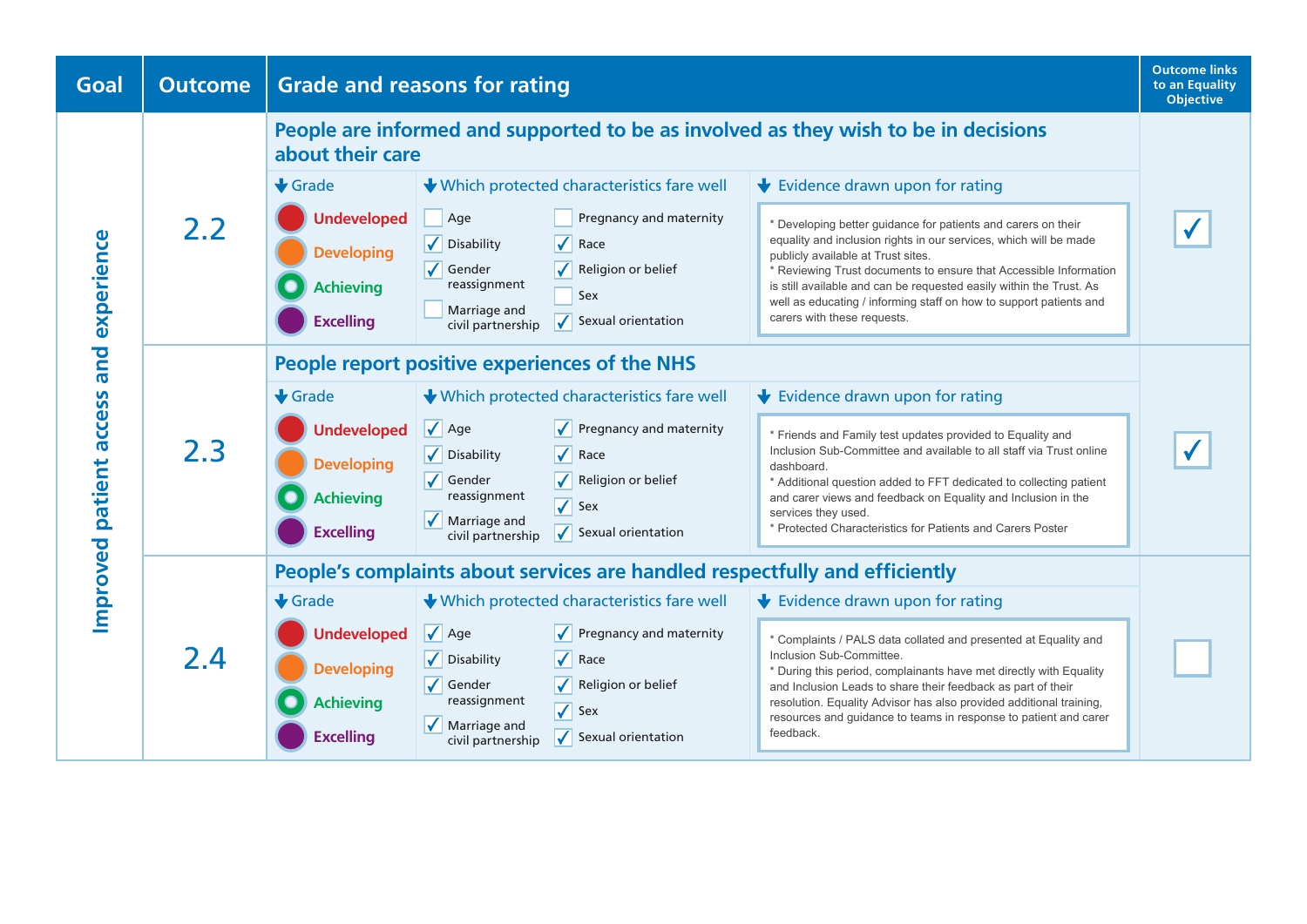| Goal | Outcome | Grade and reasons for rating | | | Outcome links to an Equality Objective |
|---|---|---|---|---|---|
| Improved patient access and experience | 2.2 | **People are informed and supported to be as involved as they wish to be in decisions about their care** | | | ☑ |
| | | **Grade:** Achieving | **Which protected characteristics fare well:** ☐ Age, ☑ Disability, ☑ Gender reassignment, ☐ Marriage and civil partnership, ☐ Pregnancy and maternity, ☑ Race, ☑ Religion or belief, ☐ Sex, ☑ Sexual orientation | **Evidence drawn upon for rating:** * Developing better guidance for patients and carers on their equality and inclusion rights in our services, which will be made publicly available at Trust sites. * Reviewing Trust documents to ensure that Accessible Information is still available and can be requested easily within the Trust. As well as educating / informing staff on how to support patients and carers with these requests. | |
| | 2.3 | **People report positive experiences of the NHS** | | | ☑ |
| | | **Grade:** Achieving | **Which protected characteristics fare well:** ☑ Age, ☑ Disability, ☑ Gender reassignment, ☑ Marriage and civil partnership, ☑ Pregnancy and maternity, ☑ Race, ☑ Religion or belief, ☑ Sex, ☑ Sexual orientation | **Evidence drawn upon for rating:** * Friends and Family test updates provided to Equality and Inclusion Sub-Committee and available to all staff via Trust online dashboard. * Additional question added to FFT dedicated to collecting patient and carer views and feedback on Equality and Inclusion in the services they used. * Protected Characteristics for Patients and Carers Poster | |
| | 2.4 | **People's complaints about services are handled respectfully and efficiently** | | | ☐ |
| | | **Grade:** Achieving | **Which protected characteristics fare well:** ☑ Age, ☑ Disability, ☑ Gender reassignment, ☑ Marriage and civil partnership, ☑ Pregnancy and maternity, ☑ Race, ☑ Religion or belief, ☑ Sex, ☑ Sexual orientation | **Evidence drawn upon for rating:** * Complaints / PALS data collated and presented at Equality and Inclusion Sub-Committee. * During this period, complainants have met directly with Equality and Inclusion Leads to share their feedback as part of their resolution. Equality Advisor has also provided additional training, resources and guidance to teams in response to patient and carer feedback. | |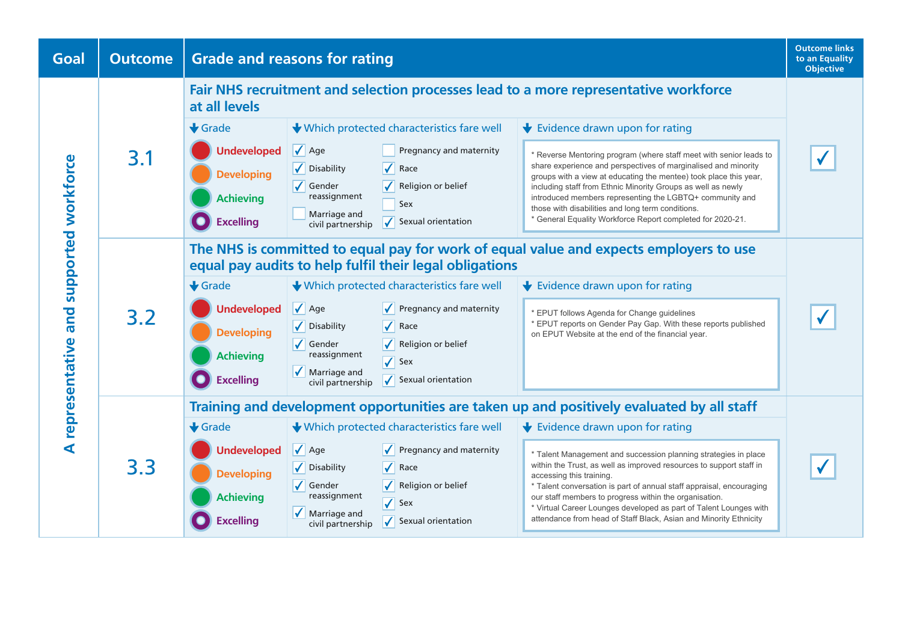| Goal | Outcome | Grade and reasons for rating | Outcome links to an Equality Objective |
|---|---|---|---|
| A representative and supported workforce | 3.1 | **Fair NHS recruitment and selection processes lead to a more representative workforce at all levels**<br><br>**Grade:** Undeveloped / Developing / Achieving / Excelling<br><br>**Which protected characteristics fare well:**<br>✓ Age<br>✓ Disability<br>✓ Gender reassignment<br>☐ Marriage and civil partnership<br>☐ Pregnancy and maternity<br>✓ Race<br>✓ Religion or belief<br>☐ Sex<br>✓ Sexual orientation<br><br>**Evidence drawn upon for rating:**<br>* Reverse Mentoring program (where staff meet with senior leads to share experience and perspectives of marginalised and minority groups with a view at educating the mentee) took place this year, including staff from Ethnic Minority Groups as well as newly introduced members representing the LGBTQ+ community and those with disabilities and long term conditions.<br>* General Equality Workforce Report completed for 2020-21. | ✓ |
| | 3.2 | **The NHS is committed to equal pay for work of equal value and expects employers to use equal pay audits to help fulfil their legal obligations**<br><br>**Grade:** Undeveloped / Developing / Achieving / Excelling<br><br>**Which protected characteristics fare well:**<br>✓ Age<br>✓ Disability<br>✓ Gender reassignment<br>✓ Marriage and civil partnership<br>✓ Pregnancy and maternity<br>✓ Race<br>✓ Religion or belief<br>✓ Sex<br>✓ Sexual orientation<br><br>**Evidence drawn upon for rating:**<br>* EPUT follows Agenda for Change guidelines<br>* EPUT reports on Gender Pay Gap. With these reports published on EPUT Website at the end of the financial year. | ✓ |
| | 3.3 | **Training and development opportunities are taken up and positively evaluated by all staff**<br><br>**Grade:** Undeveloped / Developing / Achieving / Excelling<br><br>**Which protected characteristics fare well:**<br>✓ Age<br>✓ Disability<br>✓ Gender reassignment<br>✓ Marriage and civil partnership<br>✓ Pregnancy and maternity<br>✓ Race<br>✓ Religion or belief<br>✓ Sex<br>✓ Sexual orientation<br><br>**Evidence drawn upon for rating:**<br>* Talent Management and succession planning strategies in place within the Trust, as well as improved resources to support staff in accessing this training.<br>* Talent conversation is part of annual staff appraisal, encouraging our staff members to progress within the organisation.<br>* Virtual Career Lounges developed as part of Talent Lounges with attendance from head of Staff Black, Asian and Minority Ethnicity | ✓ |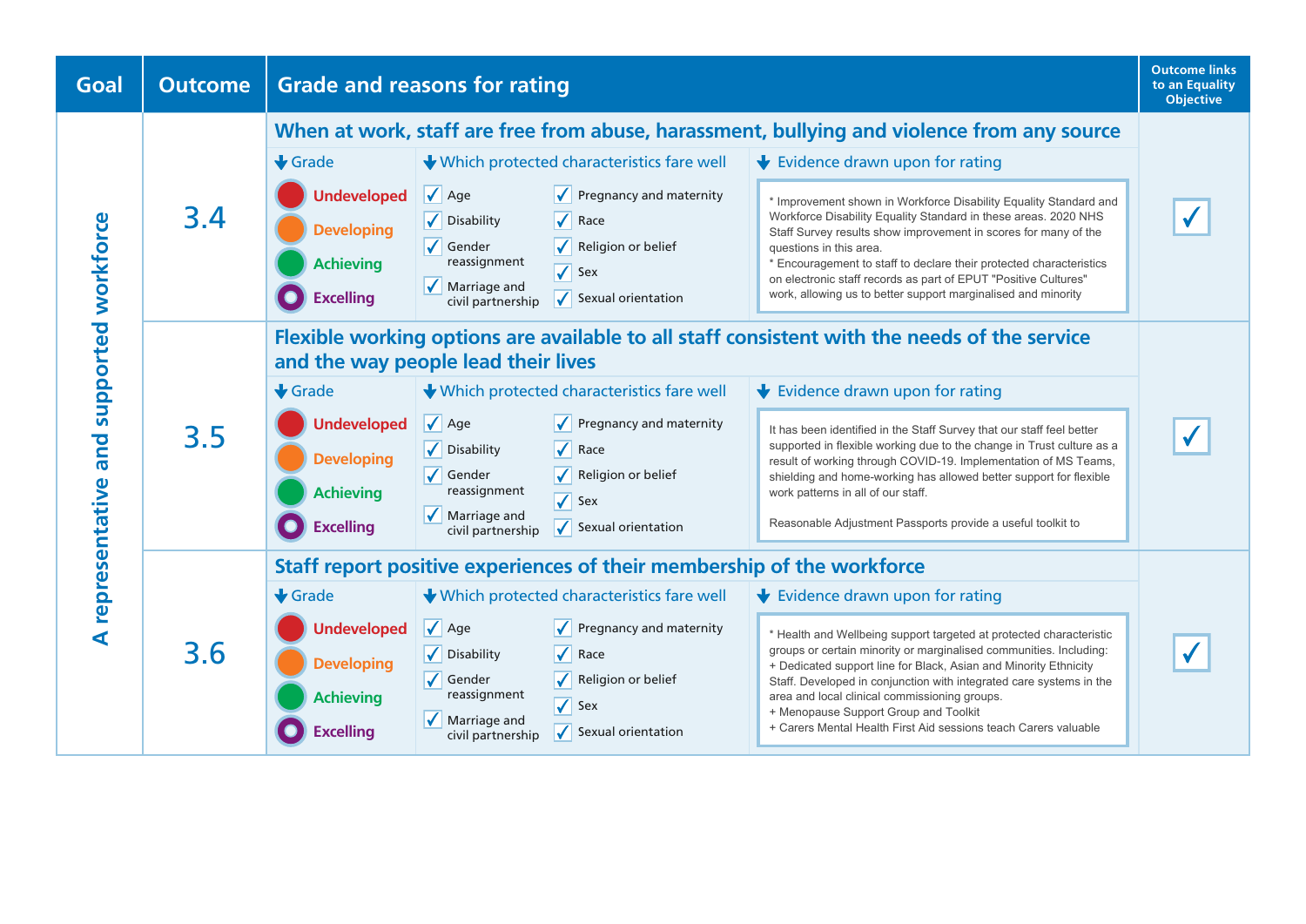| Goal | Outcome | Grade and reasons for rating | | | Outcome links to an Equality Objective |
|---|---|---|---|---|---|
| A representative and supported workforce | 3.4 | **When at work, staff are free from abuse, harassment, bullying and violence from any source** | | | ✓ |
| | | Grade: Undeveloped, Developing, Achieving, Excelling | Which protected characteristics fare well: ✓ Age, ✓ Disability, ✓ Gender reassignment, ✓ Marriage and civil partnership, ✓ Pregnancy and maternity, ✓ Race, ✓ Religion or belief, ✓ Sex, ✓ Sexual orientation | Evidence drawn upon for rating: * Improvement shown in Workforce Disability Equality Standard and Workforce Disability Equality Standard in these areas. 2020 NHS Staff Survey results show improvement in scores for many of the questions in this area. * Encouragement to staff to declare their protected characteristics on electronic staff records as part of EPUT "Positive Cultures" work, allowing us to better support marginalised and minority | |
| | 3.5 | **Flexible working options are available to all staff consistent with the needs of the service and the way people lead their lives** | | | ✓ |
| | | Grade: Undeveloped, Developing, Achieving, Excelling | Which protected characteristics fare well: ✓ Age, ✓ Disability, ✓ Gender reassignment, ✓ Marriage and civil partnership, ✓ Pregnancy and maternity, ✓ Race, ✓ Religion or belief, ✓ Sex, ✓ Sexual orientation | Evidence drawn upon for rating: It has been identified in the Staff Survey that our staff feel better supported in flexible working due to the change in Trust culture as a result of working through COVID-19. Implementation of MS Teams, shielding and home-working has allowed better support for flexible work patterns in all of our staff. Reasonable Adjustment Passports provide a useful toolkit to | |
| | 3.6 | **Staff report positive experiences of their membership of the workforce** | | | ✓ |
| | | Grade: Undeveloped, Developing, Achieving, Excelling | Which protected characteristics fare well: ✓ Age, ✓ Disability, ✓ Gender reassignment, ✓ Marriage and civil partnership, ✓ Pregnancy and maternity, ✓ Race, ✓ Religion or belief, ✓ Sex, ✓ Sexual orientation | Evidence drawn upon for rating: * Health and Wellbeing support targeted at protected characteristic groups or certain minority or marginalised communities. Including: + Dedicated support line for Black, Asian and Minority Ethnicity Staff. Developed in conjunction with integrated care systems in the area and local clinical commissioning groups. + Menopause Support Group and Toolkit + Carers Mental Health First Aid sessions teach Carers valuable | |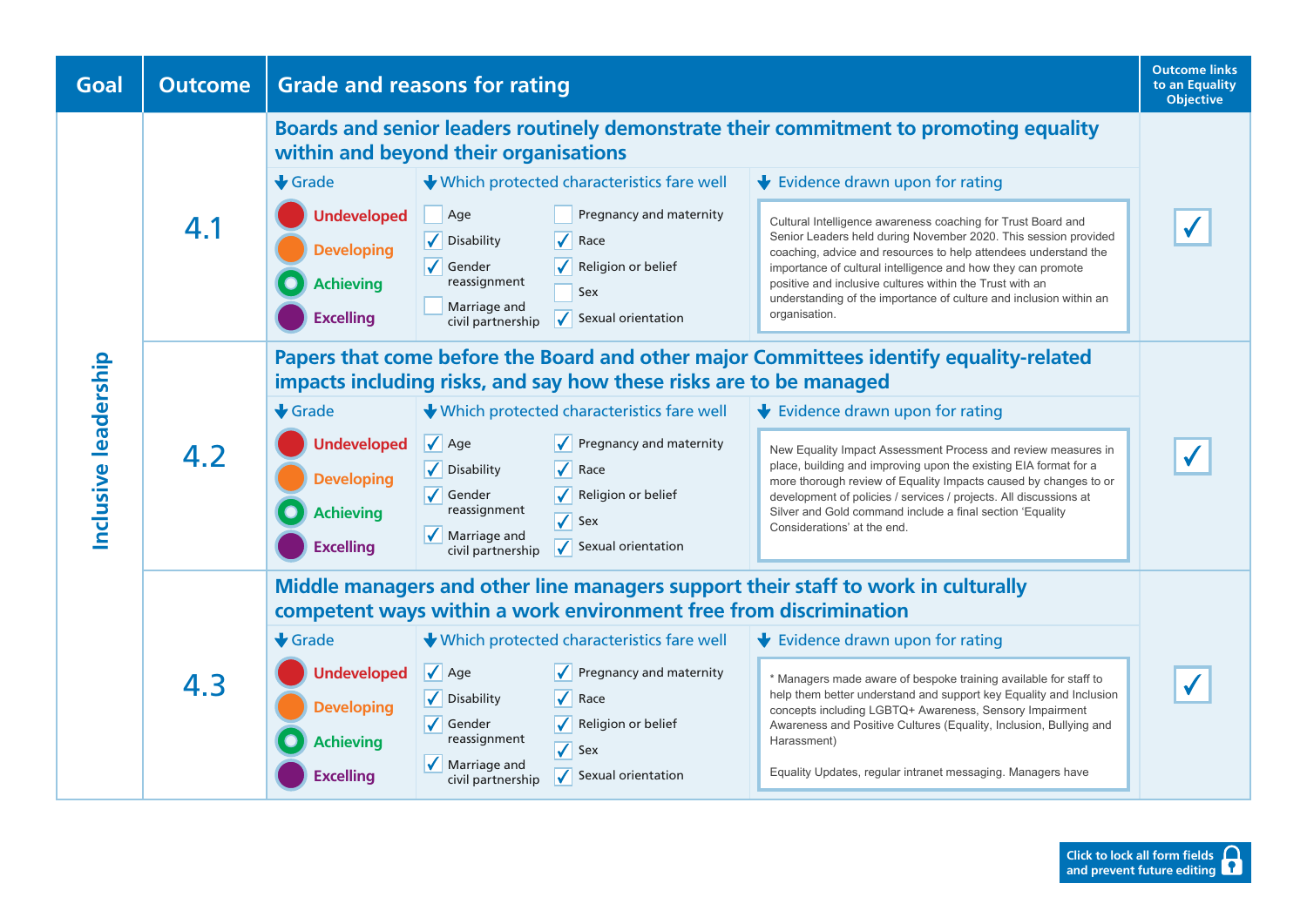| Goal | Outcome | Grade and reasons for rating | Outcome links to an Equality Objective |
|---|---|---|---|
| Inclusive leadership | 4.1 | **Boards and senior leaders routinely demonstrate their commitment to promoting equality within and beyond their organisations**<br><br>**Grade:** Undeveloped / Developing / Achieving / Excelling (Achieving selected)<br><br>**Which protected characteristics fare well:** ☐ Age; ☑ Disability; ☑ Gender reassignment; ☐ Marriage and civil partnership; ☐ Pregnancy and maternity; ☑ Race; ☑ Religion or belief; ☐ Sex; ☑ Sexual orientation<br><br>**Evidence drawn upon for rating:** Cultural Intelligence awareness coaching for Trust Board and Senior Leaders held during November 2020. This session provided coaching, advice and resources to help attendees understand the importance of cultural intelligence and how they can promote positive and inclusive cultures within the Trust with an understanding of the importance of culture and inclusion within an organisation. | ✓ |
| | 4.2 | **Papers that come before the Board and other major Committees identify equality-related impacts including risks, and say how these risks are to be managed**<br><br>**Grade:** Undeveloped / Developing / Achieving / Excelling<br><br>**Which protected characteristics fare well:** ☑ Age; ☑ Disability; ☑ Gender reassignment; ☑ Marriage and civil partnership; ☑ Pregnancy and maternity; ☑ Race; ☑ Religion or belief; ☑ Sex; ☑ Sexual orientation<br><br>**Evidence drawn upon for rating:** New Equality Impact Assessment Process and review measures in place, building and improving upon the existing EIA format for a more thorough review of Equality Impacts caused by changes to or development of policies / services / projects. All discussions at Silver and Gold command include a final section 'Equality Considerations' at the end. | ✓ |
| | 4.3 | **Middle managers and other line managers support their staff to work in culturally competent ways within a work environment free from discrimination**<br><br>**Grade:** Undeveloped / Developing / Achieving / Excelling<br><br>**Which protected characteristics fare well:** ☑ Age; ☑ Disability; ☑ Gender reassignment; ☑ Marriage and civil partnership; ☑ Pregnancy and maternity; ☑ Race; ☑ Religion or belief; ☑ Sex; ☑ Sexual orientation<br><br>**Evidence drawn upon for rating:** * Managers made aware of bespoke training available for staff to help them better understand and support key Equality and Inclusion concepts including LGBTQ+ Awareness, Sensory Impairment Awareness and Positive Cultures (Equality, Inclusion, Bullying and Harassment)<br><br>Equality Updates, regular intranet messaging. Managers have | ✓ |

Click to lock all form fields and prevent future editing